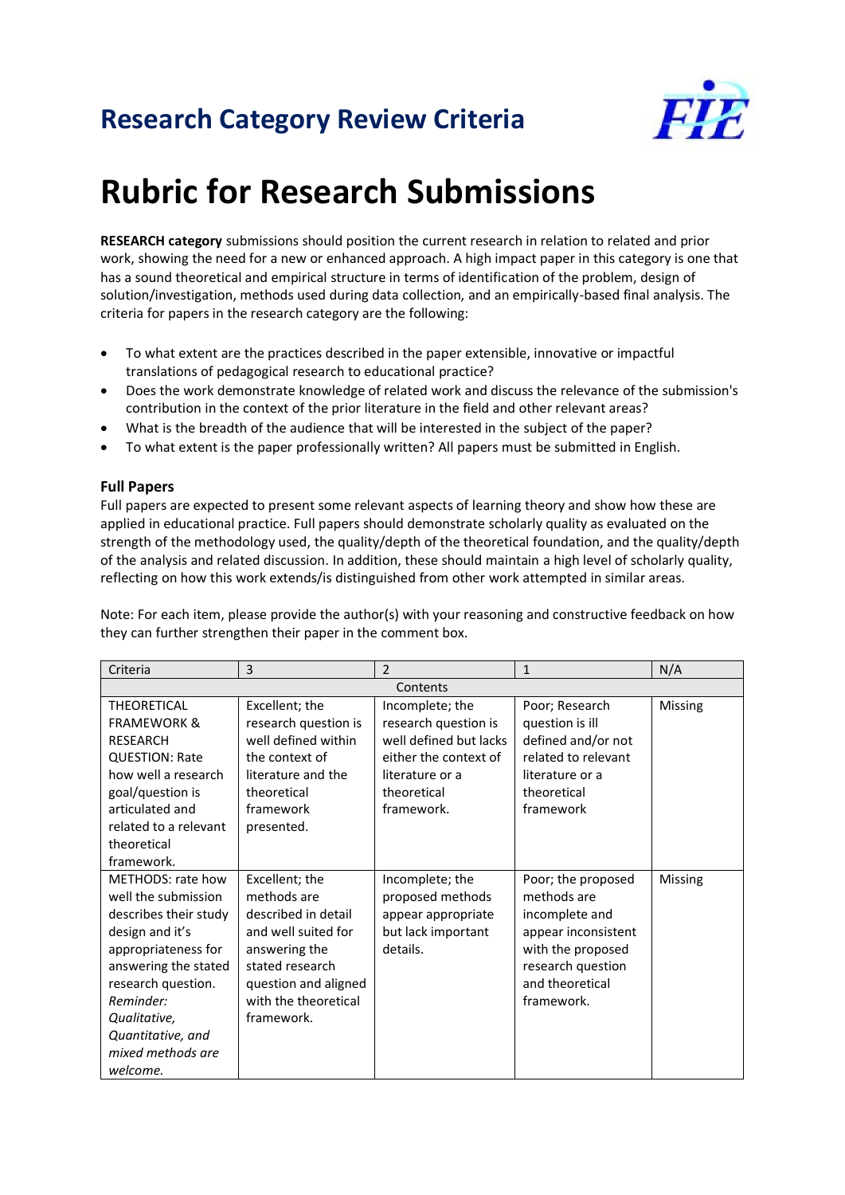## Research Category Review Criteria

# Rubric for Research Submissions

**RESEARCH category** submissions should position the current research in relation to related and prior work, showing the need for a new or enhanced approach. A high impact paper in this category is one that has a sound theoretical and empirical structure in terms of identification of the problem, design of solution/investigation, methods used during data collection, and an empirically-based final analysis. The criteria for papers in the research category are the following:

- To what extent are the practices described in the paper extensible, innovative or impactful translations of pedagogical research to educational practice?
- Does the work demonstrate knowledge of related work and discuss the relevance of the submission's contribution in the context of the prior literature in the field and other relevant areas?
- What is the breadth of the audience that will be interested in the subject of the paper?
- To what extent is the paper professionally written? All papers must be submitted in English.

### Full Papers

Full papers are expected to present some relevant aspects of learning theory and show how these are applied in educational practice. Full papers should demonstrate scholarly quality as evaluated on the strength of the methodology used, the quality/depth of the theoretical foundation, and the quality/depth of the analysis and related discussion. In addition, these should maintain a high level of scholarly quality, reflecting on how this work extends/is distinguished from other work attempted in similar areas.

Note: For each item, please provide the author(s) with your reasoning and constructive feedback on how they can further strengthen their paper in the comment box.

| Criteria | 3 | 2 | 1 | N/A |
|---|---|---|---|---|
| Contents | | | | |
| THEORETICAL FRAMEWORK & RESEARCH QUESTION: Rate how well a research goal/question is articulated and related to a relevant theoretical framework. | Excellent; the research question is well defined within the context of literature and the theoretical framework presented. | Incomplete; the research question is well defined but lacks either the context of literature or a theoretical framework. | Poor; Research question is ill defined and/or not related to relevant literature or a theoretical framework | Missing |
| METHODS: rate how well the submission describes their study design and it's appropriateness for answering the stated research question. *Reminder: Qualitative, Quantitative, and mixed methods are welcome.* | Excellent; the methods are described in detail and well suited for answering the stated research question and aligned with the theoretical framework. | Incomplete; the proposed methods appear appropriate but lack important details. | Poor; the proposed methods are incomplete and appear inconsistent with the proposed research question and theoretical framework. | Missing |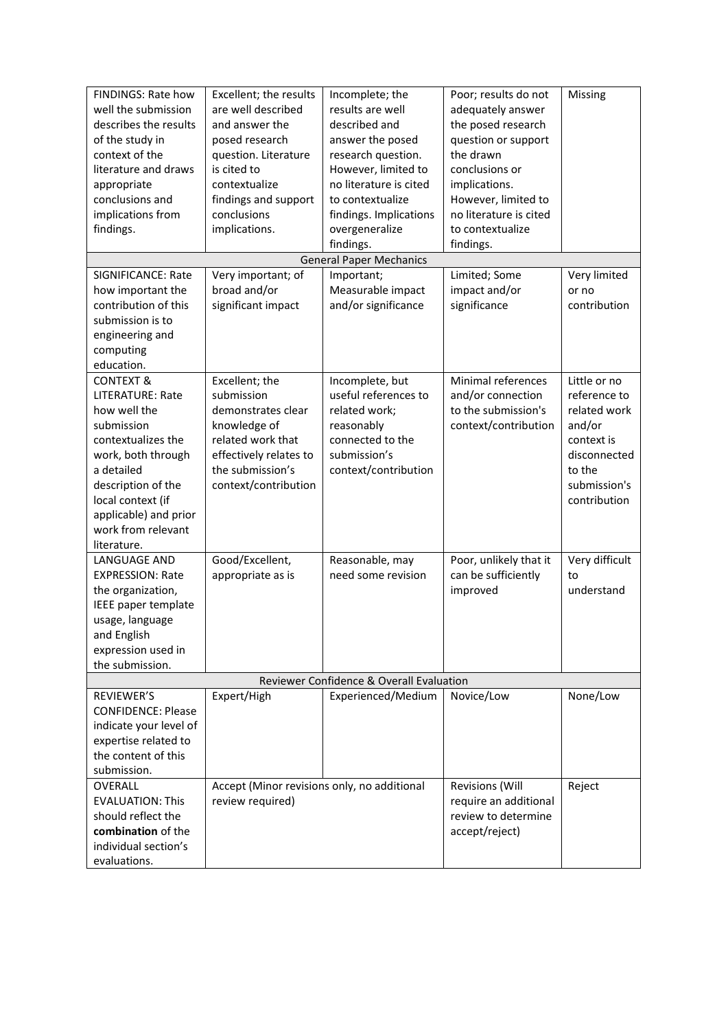| | | | | |
|---|---|---|---|---|
| FINDINGS: Rate how well the submission describes the results of the study in context of the literature and draws appropriate conclusions and implications from findings. | Excellent; the results are well described and answer the posed research question. Literature is cited to contextualize findings and support conclusions implications. | Incomplete; the results are well described and answer the posed research question. However, limited to no literature is cited to contextualize findings. Implications overgeneralize findings. | Poor; results do not adequately answer the posed research question or support the drawn conclusions or implications. However, limited to no literature is cited to contextualize findings. | Missing |
| General Paper Mechanics | | | | |
| SIGNIFICANCE: Rate how important the contribution of this submission is to engineering and computing education. | Very important; of broad and/or significant impact | Important; Measurable impact and/or significance | Limited; Some impact and/or significance | Very limited or no contribution |
| CONTEXT & LITERATURE: Rate how well the submission contextualizes the work, both through a detailed description of the local context (if applicable) and prior work from relevant literature. | Excellent; the submission demonstrates clear knowledge of related work that effectively relates to the submission's context/contribution | Incomplete, but useful references to related work; reasonably connected to the submission's context/contribution | Minimal references and/or connection to the submission's context/contribution | Little or no reference to related work and/or context is disconnected to the submission's contribution |
| LANGUAGE AND EXPRESSION: Rate the organization, IEEE paper template usage, language and English expression used in the submission. | Good/Excellent, appropriate as is | Reasonable, may need some revision | Poor, unlikely that it can be sufficiently improved | Very difficult to understand |
| Reviewer Confidence & Overall Evaluation | | | | |
| REVIEWER'S CONFIDENCE: Please indicate your level of expertise related to the content of this submission. | Expert/High | Experienced/Medium | Novice/Low | None/Low |
| OVERALL EVALUATION: This should reflect the **combination** of the individual section's evaluations. | Accept (Minor revisions only, no additional review required) | | Revisions (Will require an additional review to determine accept/reject) | Reject |